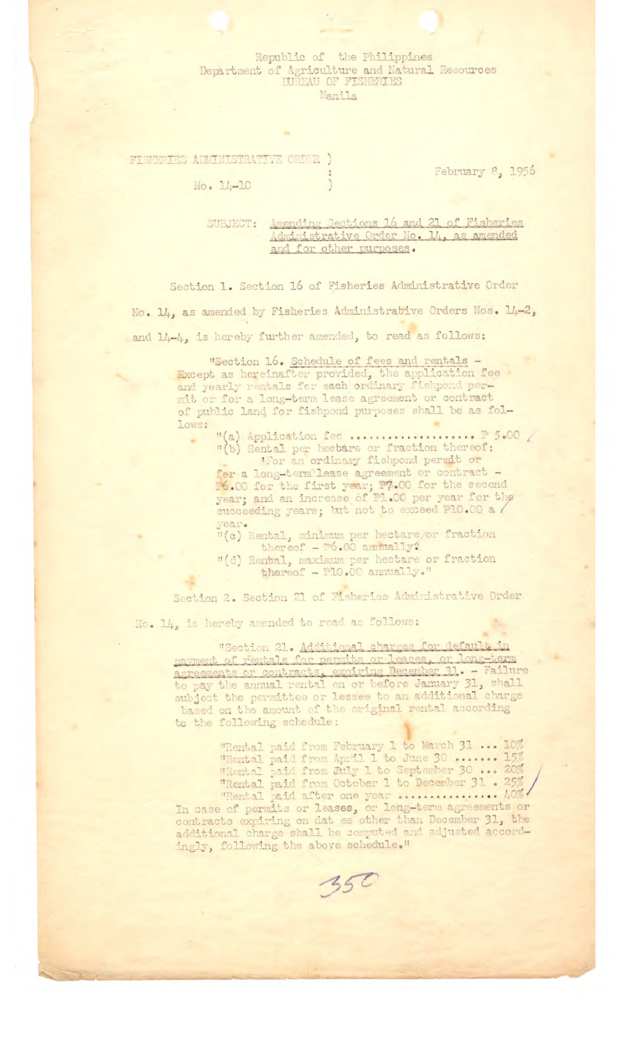Republic of the Philippines
Department of Agriculture and Natural Resources
BUREAU OF FISHERIES
Manila

FISHERIES ADMINISTRATIVE ORDER )
No. 14-10 )

February 8, 1956

SUBJECT: Amending Sections 16 and 21 of Fisheries Administrative Order No. 14, as amended and for other purposes.

Section 1. Section 16 of Fisheries Administrative Order No. 14, as amended by Fisheries Administrative Orders Nos. 14-2, and 14-4, is hereby further amended, to read as follows:

> "Section 16. Schedule of fees and rentals - Except as hereinafter provided, the application fee and yearly rentals for each ordinary fishpond permit or for a long-term lease agreement or contract of public land for fishpond purposes shall be as follows:
>
> "(a) Application fee ..................... ₱ 5.00
>
> "(b) Rental per hectare or fraction thereof:
>
> 'For an ordinary fishpond permit or for a long-term lease agreement or contract - ₱6.00 for the first year; ₱7.00 for the second year; and an increase of ₱1.00 per year for the succeeding years; but not to exceed ₱10.00 a year.
>
> "(c) Rental, minimum per hectare or fraction thereof - ₱6.00 annually.
>
> "(d) Rental, maximum per hectare or fraction thereof - ₱10.00 annually."

Section 2. Section 21 of Fisheries Administrative Order No. 14, is hereby amended to read as follows:

> "Section 21. Additional charges for default in payment of rentals for permits or leases, or long-term agreements or contracts, expiring December 31. - Failure to pay the annual rental on or before January 31, shall subject the permittee or lessee to an additional charge based on the amount of the original rental according to the following schedule:
>
> "Rental paid from February 1 to March 31 ... 10%
> "Rental paid from April 1 to June 30 ....... 15%
> "Rental paid from July 1 to September 30 ... 20%
> "Rental paid from October 1 to December 31 . 25%
> "Rental paid after one year ................ 40%
>
> In case of permits or leases, or long-term agreements or contracts expiring on dates other than December 31, the additional charge shall be computed and adjusted accordingly, following the above schedule."

350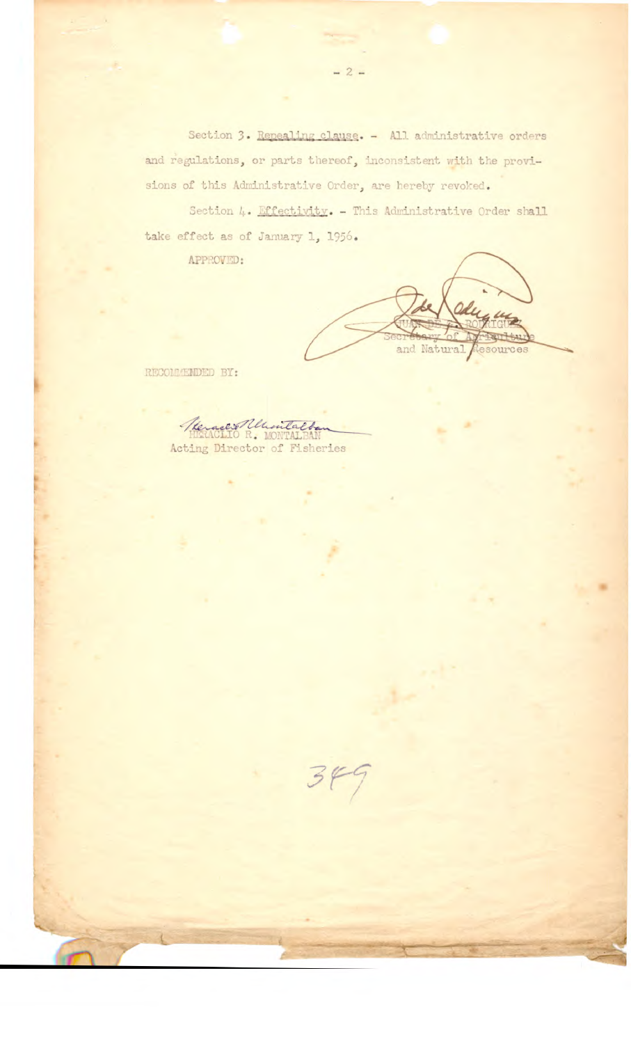Section 3. Repealing clause. - All administrative orders and regulations, or parts thereof, inconsistent with the provisions of this Administrative Order, are hereby revoked.

Section 4. Effectivity. - This Administrative Order shall take effect as of January 1, 1956.

APPROVED:

JUAN DE G. RODRIGUEZ
Secretary of Agriculture
and Natural Resources

RECOMMENDED BY:

HERACLIO R. MONTALBAN
Acting Director of Fisheries

349